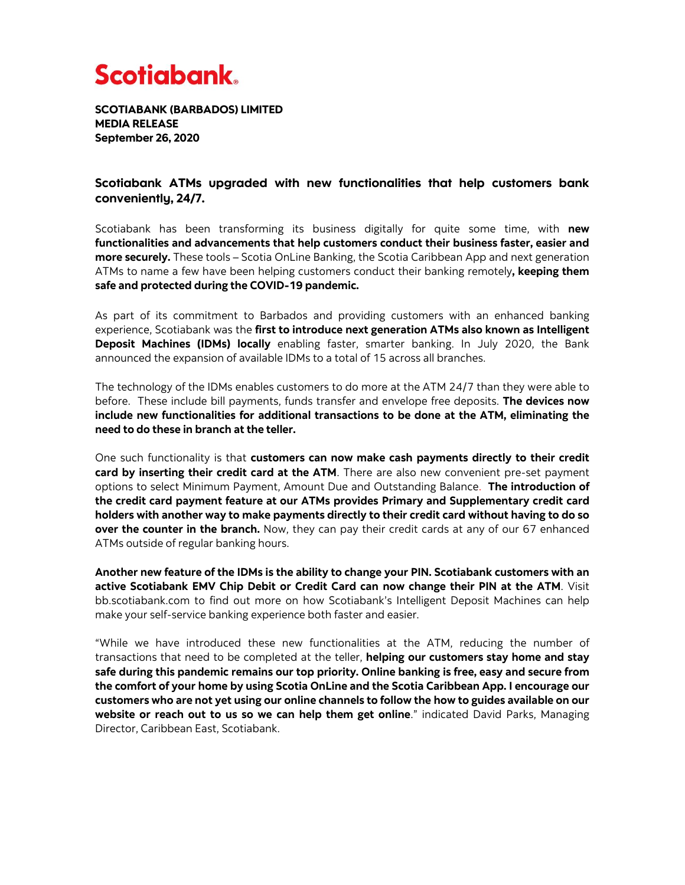# Scotiabank

**SCOTIABANK (BARBADOS) LIMITED**
**MEDIA RELEASE**
**September 26, 2020**

## Scotiabank ATMs upgraded with new functionalities that help customers bank conveniently, 24/7.

Scotiabank has been transforming its business digitally for quite some time, with **new functionalities and advancements that help customers conduct their business faster, easier and more securely.** These tools – Scotia OnLine Banking, the Scotia Caribbean App and next generation ATMs to name a few have been helping customers conduct their banking remotely**, keeping them safe and protected during the COVID-19 pandemic.**

As part of its commitment to Barbados and providing customers with an enhanced banking experience, Scotiabank was the **first to introduce next generation ATMs also known as Intelligent Deposit Machines (IDMs) locally** enabling faster, smarter banking. In July 2020, the Bank announced the expansion of available IDMs to a total of 15 across all branches.

The technology of the IDMs enables customers to do more at the ATM 24/7 than they were able to before. These include bill payments, funds transfer and envelope free deposits. **The devices now include new functionalities for additional transactions to be done at the ATM, eliminating the need to do these in branch at the teller.**

One such functionality is that **customers can now make cash payments directly to their credit card by inserting their credit card at the ATM**. There are also new convenient pre-set payment options to select Minimum Payment, Amount Due and Outstanding Balance. **The introduction of the credit card payment feature at our ATMs provides Primary and Supplementary credit card holders with another way to make payments directly to their credit card without having to do so over the counter in the branch.** Now, they can pay their credit cards at any of our 67 enhanced ATMs outside of regular banking hours.

**Another new feature of the IDMs is the ability to change your PIN. Scotiabank customers with an active Scotiabank EMV Chip Debit or Credit Card can now change their PIN at the ATM**. Visit bb.scotiabank.com to find out more on how Scotiabank's Intelligent Deposit Machines can help make your self-service banking experience both faster and easier.

"While we have introduced these new functionalities at the ATM, reducing the number of transactions that need to be completed at the teller, **helping our customers stay home and stay safe during this pandemic remains our top priority. Online banking is free, easy and secure from the comfort of your home by using Scotia OnLine and the Scotia Caribbean App. I encourage our customers who are not yet using our online channels to follow the how to guides available on our website or reach out to us so we can help them get online**." indicated David Parks, Managing Director, Caribbean East, Scotiabank.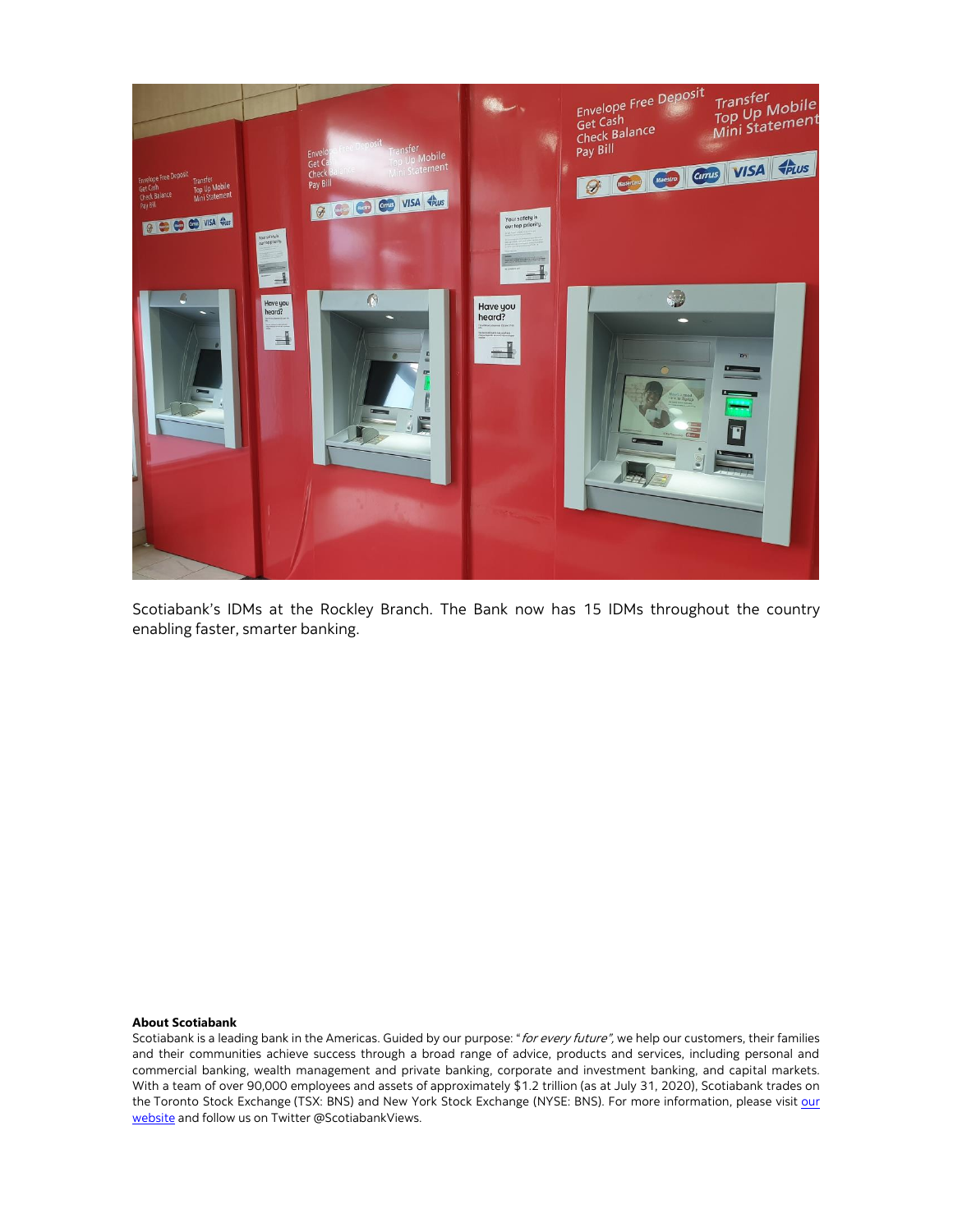Scotiabank's IDMs at the Rockley Branch. The Bank now has 15 IDMs throughout the country enabling faster, smarter banking.

**About Scotiabank**

Scotiabank is a leading bank in the Americas. Guided by our purpose: "*for every future*", we help our customers, their families and their communities achieve success through a broad range of advice, products and services, including personal and commercial banking, wealth management and private banking, corporate and investment banking, and capital markets. With a team of over 90,000 employees and assets of approximately $1.2 trillion (as at July 31, 2020), Scotiabank trades on the Toronto Stock Exchange (TSX: BNS) and New York Stock Exchange (NYSE: BNS). For more information, please visit our website and follow us on Twitter @ScotiabankViews.